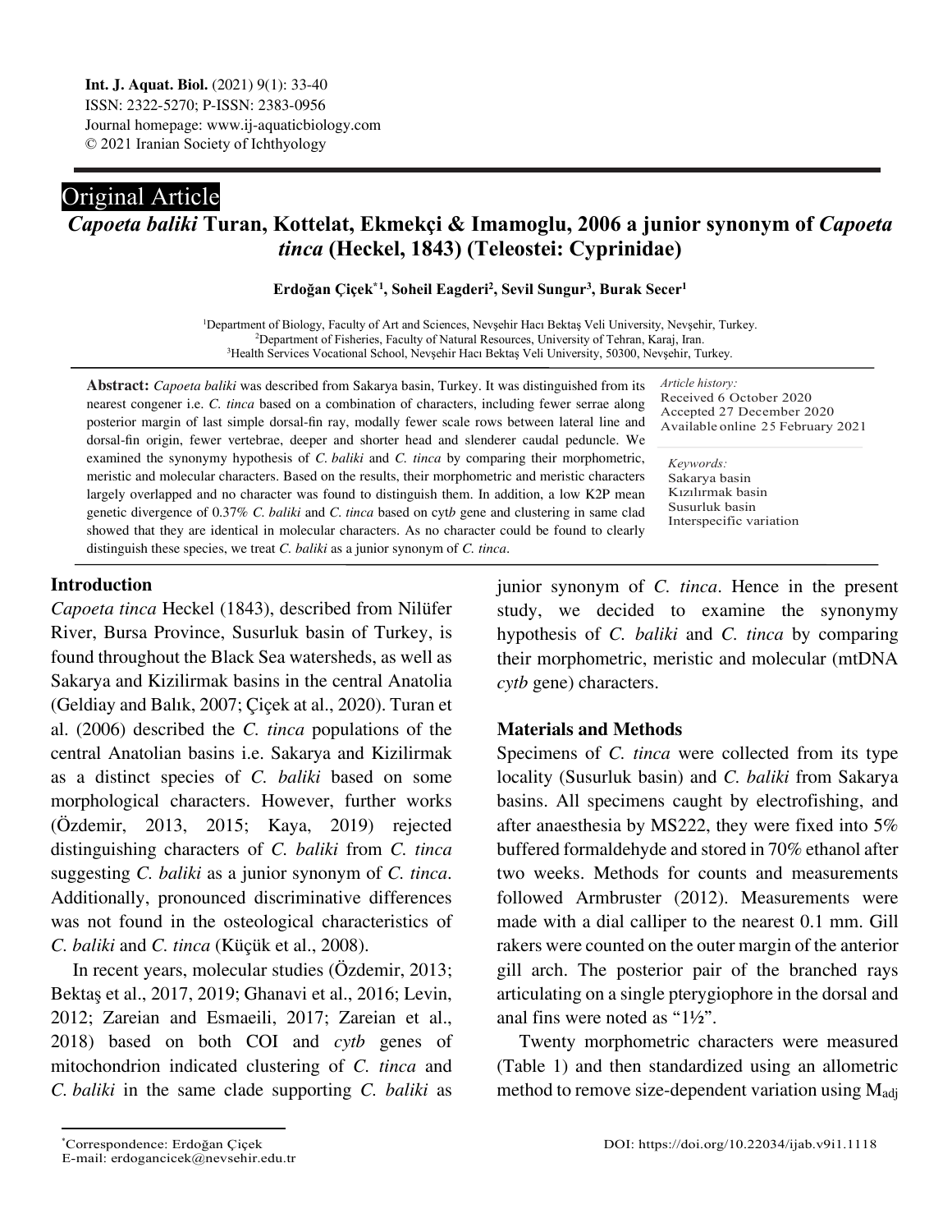Int. J. Aquat. Biol. (2021) 9(1): 33-40
ISSN: 2322-5270; P-ISSN: 2383-0956
Journal homepage: www.ij-aquaticbiology.com
© 2021 Iranian Society of Ichthyology

Original Article

# *Capoeta baliki* Turan, Kottelat, Ekmekçi & Imamoglu, 2006 a junior synonym of *Capoeta tinca* (Heckel, 1843) (Teleostei: Cyprinidae)

**Erdoğan Çiçek*[1], Soheil Eagderi[2], Sevil Sungur[3], Burak Secer[1]**

[1]Department of Biology, Faculty of Art and Sciences, Nevşehir Hacı Bektaş Veli University, Nevşehir, Turkey.
[2]Department of Fisheries, Faculty of Natural Resources, University of Tehran, Karaj, Iran.
[3]Health Services Vocational School, Nevşehir Hacı Bektaş Veli University, 50300, Nevşehir, Turkey.

**Abstract:** *Capoeta baliki* was described from Sakarya basin, Turkey. It was distinguished from its nearest congener i.e. *C. tinca* based on a combination of characters, including fewer serrae along posterior margin of last simple dorsal-fin ray, modally fewer scale rows between lateral line and dorsal-fin origin, fewer vertebrae, deeper and shorter head and slenderer caudal peduncle. We examined the synonymy hypothesis of *C. baliki* and *C. tinca* by comparing their morphometric, meristic and molecular characters. Based on the results, their morphometric and meristic characters largely overlapped and no character was found to distinguish them. In addition, a low K2P mean genetic divergence of 0.37% *C. baliki* and *C. tinca* based on cyt*b* gene and clustering in same clad showed that they are identical in molecular characters. As no character could be found to clearly distinguish these species, we treat *C. baliki* as a junior synonym of *C. tinca*.

*Article history:*
Received 6 October 2020
Accepted 27 December 2020
Available online 25 February 2021

*Keywords:*
Sakarya basin
Kızılırmak basin
Susurluk basin
Interspecific variation

## Introduction

*Capoeta tinca* Heckel (1843), described from Nilüfer River, Bursa Province, Susurluk basin of Turkey, is found throughout the Black Sea watersheds, as well as Sakarya and Kizilirmak basins in the central Anatolia (Geldiay and Balık, 2007; Çiçek at al., 2020). Turan et al. (2006) described the *C. tinca* populations of the central Anatolian basins i.e. Sakarya and Kizilirmak as a distinct species of *C. baliki* based on some morphological characters. However, further works (Özdemir, 2013, 2015; Kaya, 2019) rejected distinguishing characters of *C. baliki* from *C. tinca* suggesting *C. baliki* as a junior synonym of *C. tinca*. Additionally, pronounced discriminative differences was not found in the osteological characteristics of *C. baliki* and *C. tinca* (Küçük et al., 2008).

In recent years, molecular studies (Özdemir, 2013; Bektaş et al., 2017, 2019; Ghanavi et al., 2016; Levin, 2012; Zareian and Esmaeili, 2017; Zareian et al., 2018) based on both COI and *cytb* genes of mitochondrion indicated clustering of *C. tinca* and *C. baliki* in the same clade supporting *C. baliki* as junior synonym of *C. tinca*. Hence in the present study, we decided to examine the synonymy hypothesis of *C. baliki* and *C. tinca* by comparing their morphometric, meristic and molecular (mtDNA *cytb* gene) characters.

## Materials and Methods

Specimens of *C. tinca* were collected from its type locality (Susurluk basin) and *C. baliki* from Sakarya basins. All specimens caught by electrofishing, and after anaesthesia by MS222, they were fixed into 5% buffered formaldehyde and stored in 70% ethanol after two weeks. Methods for counts and measurements followed Armbruster (2012). Measurements were made with a dial calliper to the nearest 0.1 mm. Gill rakers were counted on the outer margin of the anterior gill arch. The posterior pair of the branched rays articulating on a single pterygiophore in the dorsal and anal fins were noted as "1½".

Twenty morphometric characters were measured (Table 1) and then standardized using an allometric method to remove size-dependent variation using $M_{adj}$

*Correspondence: Erdoğan Çiçek
E-mail: erdogancicek@nevsehir.edu.tr

DOI: https://doi.org/10.22034/ijab.v9i1.1118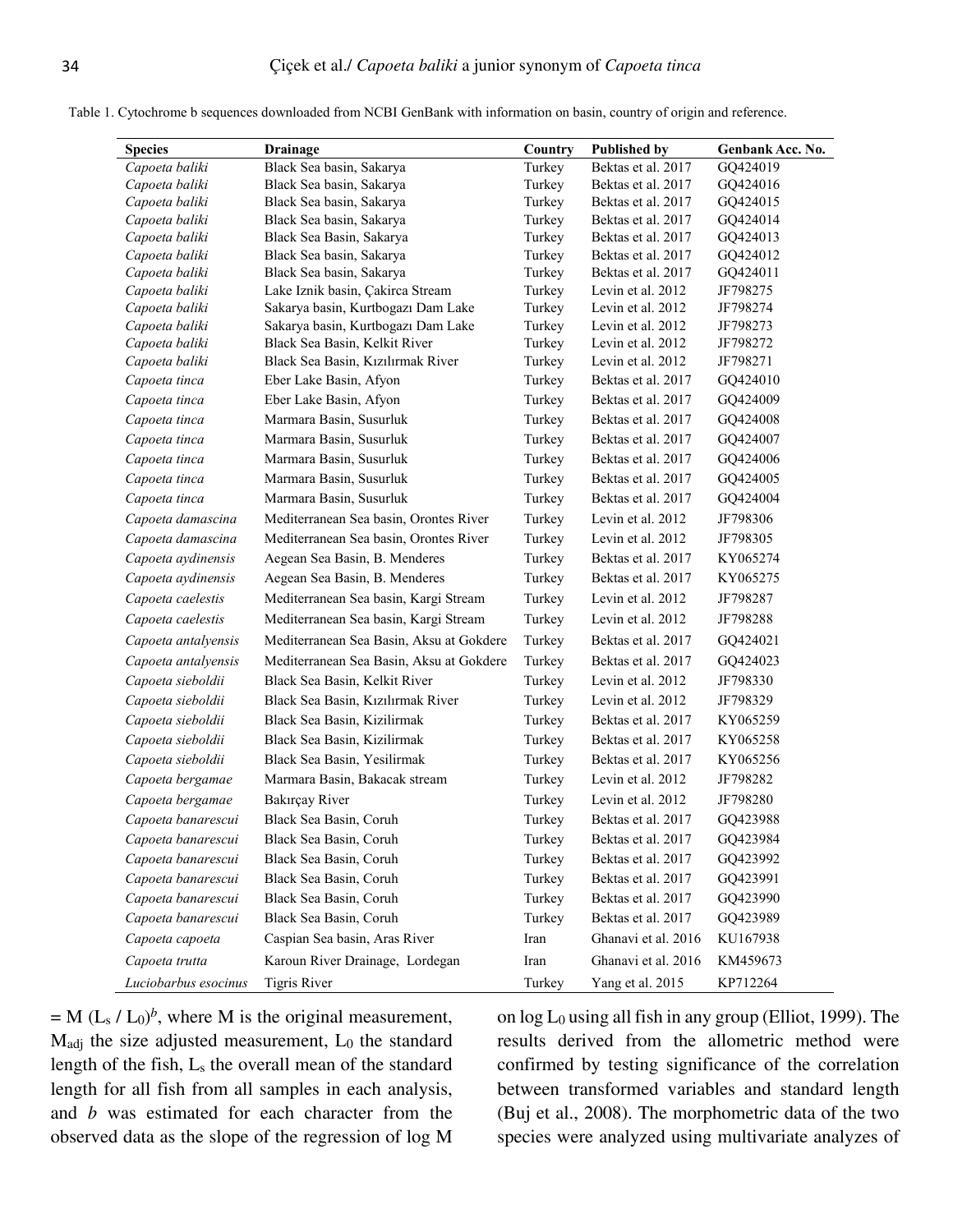Table 1. Cytochrome b sequences downloaded from NCBI GenBank with information on basin, country of origin and reference.

| Species | Drainage | Country | Published by | Genbank Acc. No. |
|---|---|---|---|---|
| *Capoeta baliki* | Black Sea basin, Sakarya | Turkey | Bektas et al. 2017 | GQ424019 |
| *Capoeta baliki* | Black Sea basin, Sakarya | Turkey | Bektas et al. 2017 | GQ424016 |
| *Capoeta baliki* | Black Sea basin, Sakarya | Turkey | Bektas et al. 2017 | GQ424015 |
| *Capoeta baliki* | Black Sea basin, Sakarya | Turkey | Bektas et al. 2017 | GQ424014 |
| *Capoeta baliki* | Black Sea Basin, Sakarya | Turkey | Bektas et al. 2017 | GQ424013 |
| *Capoeta baliki* | Black Sea basin, Sakarya | Turkey | Bektas et al. 2017 | GQ424012 |
| *Capoeta baliki* | Black Sea basin, Sakarya | Turkey | Bektas et al. 2017 | GQ424011 |
| *Capoeta baliki* | Lake Iznik basin, Çakirca Stream | Turkey | Levin et al. 2012 | JF798275 |
| *Capoeta baliki* | Sakarya basin, Kurtbogazı Dam Lake | Turkey | Levin et al. 2012 | JF798274 |
| *Capoeta baliki* | Sakarya basin, Kurtbogazı Dam Lake | Turkey | Levin et al. 2012 | JF798273 |
| *Capoeta baliki* | Black Sea Basin, Kelkit River | Turkey | Levin et al. 2012 | JF798272 |
| *Capoeta baliki* | Black Sea Basin, Kızılırmak River | Turkey | Levin et al. 2012 | JF798271 |
| *Capoeta tinca* | Eber Lake Basin, Afyon | Turkey | Bektas et al. 2017 | GQ424010 |
| *Capoeta tinca* | Eber Lake Basin, Afyon | Turkey | Bektas et al. 2017 | GQ424009 |
| *Capoeta tinca* | Marmara Basin, Susurluk | Turkey | Bektas et al. 2017 | GQ424008 |
| *Capoeta tinca* | Marmara Basin, Susurluk | Turkey | Bektas et al. 2017 | GQ424007 |
| *Capoeta tinca* | Marmara Basin, Susurluk | Turkey | Bektas et al. 2017 | GQ424006 |
| *Capoeta tinca* | Marmara Basin, Susurluk | Turkey | Bektas et al. 2017 | GQ424005 |
| *Capoeta tinca* | Marmara Basin, Susurluk | Turkey | Bektas et al. 2017 | GQ424004 |
| *Capoeta damascina* | Mediterranean Sea basin, Orontes River | Turkey | Levin et al. 2012 | JF798306 |
| *Capoeta damascina* | Mediterranean Sea basin, Orontes River | Turkey | Levin et al. 2012 | JF798305 |
| *Capoeta aydinensis* | Aegean Sea Basin, B. Menderes | Turkey | Bektas et al. 2017 | KY065274 |
| *Capoeta aydinensis* | Aegean Sea Basin, B. Menderes | Turkey | Bektas et al. 2017 | KY065275 |
| *Capoeta caelestis* | Mediterranean Sea basin, Kargi Stream | Turkey | Levin et al. 2012 | JF798287 |
| *Capoeta caelestis* | Mediterranean Sea basin, Kargi Stream | Turkey | Levin et al. 2012 | JF798288 |
| *Capoeta antalyensis* | Mediterranean Sea Basin, Aksu at Gokdere | Turkey | Bektas et al. 2017 | GQ424021 |
| *Capoeta antalyensis* | Mediterranean Sea Basin, Aksu at Gokdere | Turkey | Bektas et al. 2017 | GQ424023 |
| *Capoeta sieboldii* | Black Sea Basin, Kelkit River | Turkey | Levin et al. 2012 | JF798330 |
| *Capoeta sieboldii* | Black Sea Basin, Kızılırmak River | Turkey | Levin et al. 2012 | JF798329 |
| *Capoeta sieboldii* | Black Sea Basin, Kizilirmak | Turkey | Bektas et al. 2017 | KY065259 |
| *Capoeta sieboldii* | Black Sea Basin, Kizilirmak | Turkey | Bektas et al. 2017 | KY065258 |
| *Capoeta sieboldii* | Black Sea Basin, Yesilirmak | Turkey | Bektas et al. 2017 | KY065256 |
| *Capoeta bergamae* | Marmara Basin, Bakacak stream | Turkey | Levin et al. 2012 | JF798282 |
| *Capoeta bergamae* | Bakırçay River | Turkey | Levin et al. 2012 | JF798280 |
| *Capoeta banarescui* | Black Sea Basin, Coruh | Turkey | Bektas et al. 2017 | GQ423988 |
| *Capoeta banarescui* | Black Sea Basin, Coruh | Turkey | Bektas et al. 2017 | GQ423984 |
| *Capoeta banarescui* | Black Sea Basin, Coruh | Turkey | Bektas et al. 2017 | GQ423992 |
| *Capoeta banarescui* | Black Sea Basin, Coruh | Turkey | Bektas et al. 2017 | GQ423991 |
| *Capoeta banarescui* | Black Sea Basin, Coruh | Turkey | Bektas et al. 2017 | GQ423990 |
| *Capoeta banarescui* | Black Sea Basin, Coruh | Turkey | Bektas et al. 2017 | GQ423989 |
| *Capoeta capoeta* | Caspian Sea basin, Aras River | Iran | Ghanavi et al. 2016 | KU167938 |
| *Capoeta trutta* | Karoun River Drainage, Lordegan | Iran | Ghanavi et al. 2016 | KM459673 |
| *Luciobarbus esocinus* | Tigris River | Turkey | Yang et al. 2015 | KP712264 |

$= M (L_s / L_0)^b$, where M is the original measurement, $M_{adj}$ the size adjusted measurement, $L_0$ the standard length of the fish, $L_s$ the overall mean of the standard length for all fish from all samples in each analysis, and *b* was estimated for each character from the observed data as the slope of the regression of log M on log $L_0$ using all fish in any group (Elliot, 1999). The results derived from the allometric method were confirmed by testing significance of the correlation between transformed variables and standard length (Buj et al., 2008). The morphometric data of the two species were analyzed using multivariate analyzes of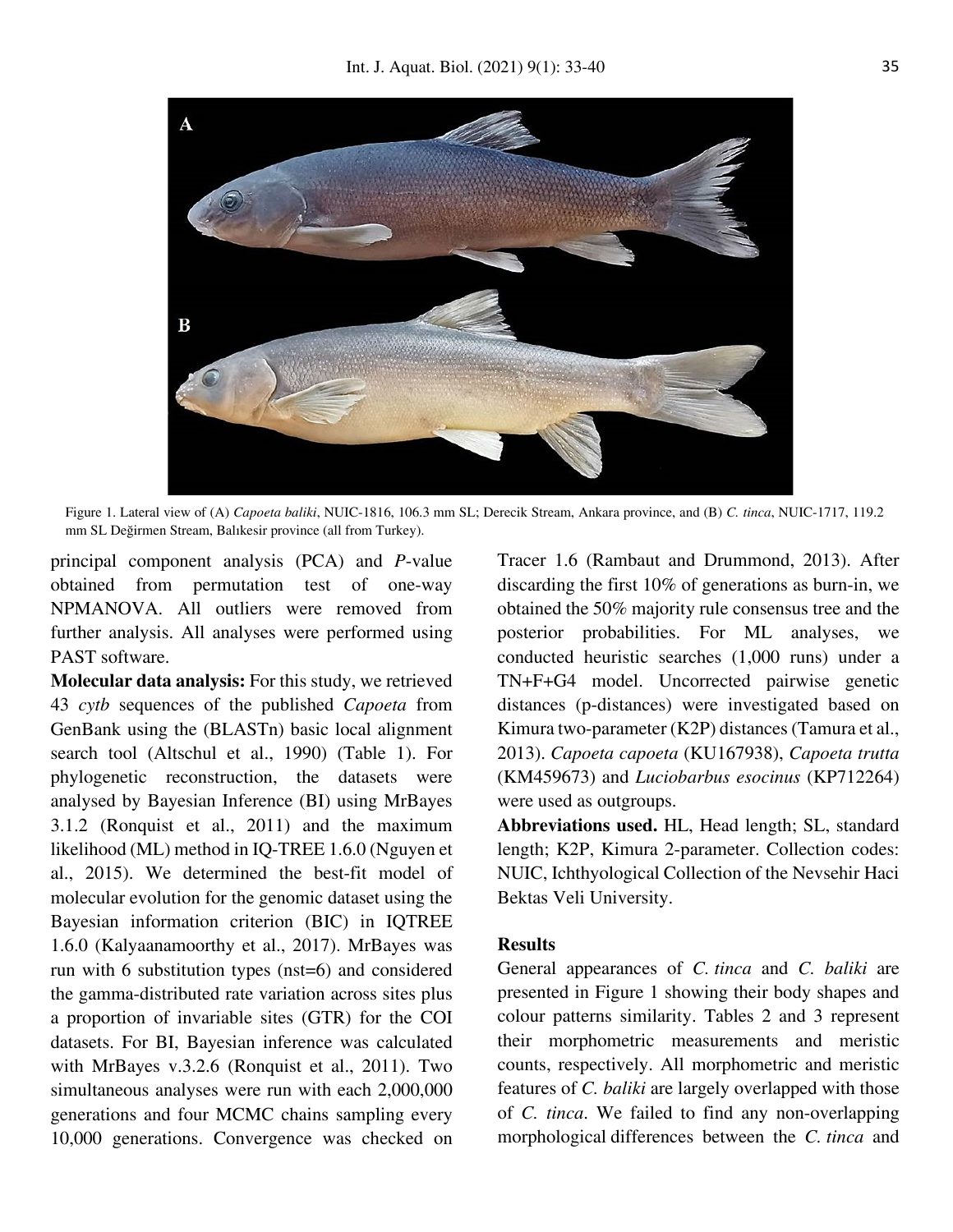Figure 1. Lateral view of (A) *Capoeta baliki*, NUIC-1816, 106.3 mm SL; Derecik Stream, Ankara province, and (B) *C. tinca*, NUIC-1717, 119.2 mm SL Değirmen Stream, Balıkesir province (all from Turkey).

principal component analysis (PCA) and *P*-value obtained from permutation test of one-way NPMANOVA. All outliers were removed from further analysis. All analyses were performed using PAST software.

**Molecular data analysis:** For this study, we retrieved 43 *cytb* sequences of the published *Capoeta* from GenBank using the (BLASTn) basic local alignment search tool (Altschul et al., 1990) (Table 1). For phylogenetic reconstruction, the datasets were analysed by Bayesian Inference (BI) using MrBayes 3.1.2 (Ronquist et al., 2011) and the maximum likelihood (ML) method in IQ-TREE 1.6.0 (Nguyen et al., 2015). We determined the best-fit model of molecular evolution for the genomic dataset using the Bayesian information criterion (BIC) in IQTREE 1.6.0 (Kalyaanamoorthy et al., 2017). MrBayes was run with 6 substitution types (nst=6) and considered the gamma-distributed rate variation across sites plus a proportion of invariable sites (GTR) for the COI datasets. For BI, Bayesian inference was calculated with MrBayes v.3.2.6 (Ronquist et al., 2011). Two simultaneous analyses were run with each 2,000,000 generations and four MCMC chains sampling every 10,000 generations. Convergence was checked on Tracer 1.6 (Rambaut and Drummond, 2013). After discarding the first 10% of generations as burn-in, we obtained the 50% majority rule consensus tree and the posterior probabilities. For ML analyses, we conducted heuristic searches (1,000 runs) under a TN+F+G4 model. Uncorrected pairwise genetic distances (p-distances) were investigated based on Kimura two-parameter (K2P) distances (Tamura et al., 2013). *Capoeta capoeta* (KU167938), *Capoeta trutta* (KM459673) and *Luciobarbus esocinus* (KP712264) were used as outgroups.

**Abbreviations used.** HL, Head length; SL, standard length; K2P, Kimura 2-parameter. Collection codes: NUIC, Ichthyological Collection of the Nevsehir Haci Bektas Veli University.

## Results

General appearances of *C. tinca* and *C. baliki* are presented in Figure 1 showing their body shapes and colour patterns similarity. Tables 2 and 3 represent their morphometric measurements and meristic counts, respectively. All morphometric and meristic features of *C. baliki* are largely overlapped with those of *C. tinca*. We failed to find any non-overlapping morphological differences between the *C. tinca* and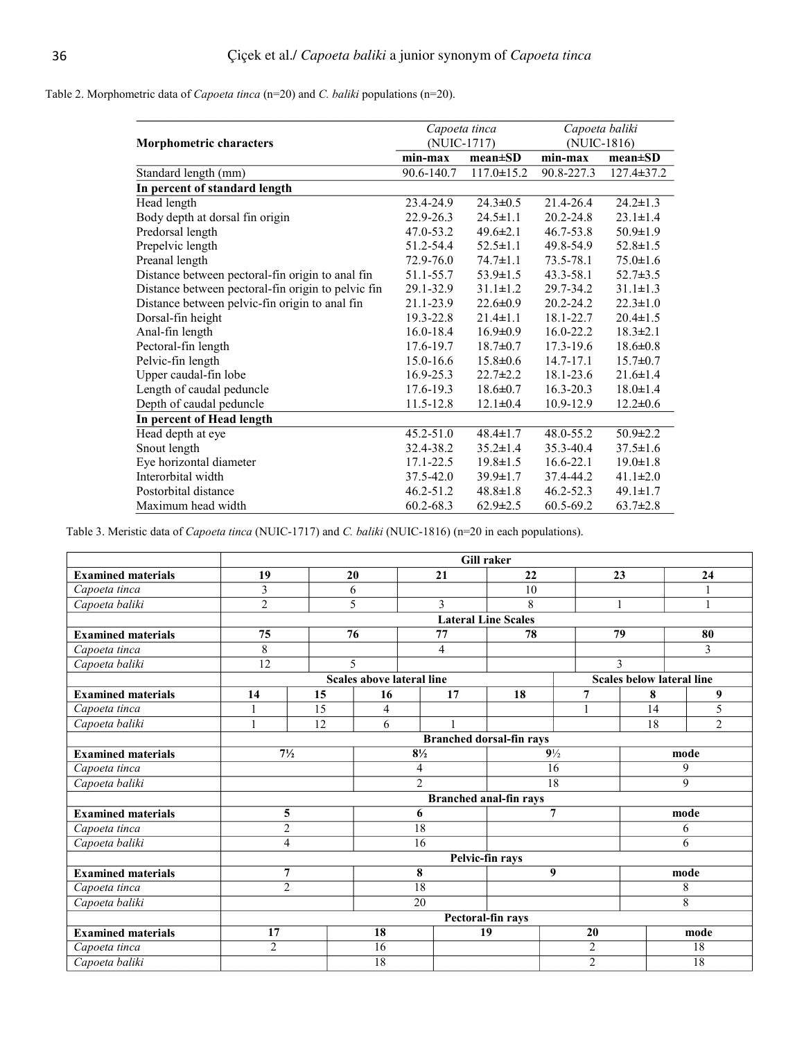Table 2. Morphometric data of *Capoeta tinca* (n=20) and *C. baliki* populations (n=20).

| Morphometric characters | *Capoeta tinca* (NUIC-1717) | | *Capoeta baliki* (NUIC-1816) | |
|---|---|---|---|---|
| | min-max | mean±SD | min-max | mean±SD |
| Standard length (mm) | 90.6-140.7 | 117.0±15.2 | 90.8-227.3 | 127.4±37.2 |
| **In percent of standard length** | | | | |
| Head length | 23.4-24.9 | 24.3±0.5 | 21.4-26.4 | 24.2±1.3 |
| Body depth at dorsal fin origin | 22.9-26.3 | 24.5±1.1 | 20.2-24.8 | 23.1±1.4 |
| Predorsal length | 47.0-53.2 | 49.6±2.1 | 46.7-53.8 | 50.9±1.9 |
| Prepelvic length | 51.2-54.4 | 52.5±1.1 | 49.8-54.9 | 52.8±1.5 |
| Preanal length | 72.9-76.0 | 74.7±1.1 | 73.5-78.1 | 75.0±1.6 |
| Distance between pectoral-fin origin to anal fin | 51.1-55.7 | 53.9±1.5 | 43.3-58.1 | 52.7±3.5 |
| Distance between pectoral-fin origin to pelvic fin | 29.1-32.9 | 31.1±1.2 | 29.7-34.2 | 31.1±1.3 |
| Distance between pelvic-fin origin to anal fin | 21.1-23.9 | 22.6±0.9 | 20.2-24.2 | 22.3±1.0 |
| Dorsal-fin height | 19.3-22.8 | 21.4±1.1 | 18.1-22.7 | 20.4±1.5 |
| Anal-fin length | 16.0-18.4 | 16.9±0.9 | 16.0-22.2 | 18.3±2.1 |
| Pectoral-fin length | 17.6-19.7 | 18.7±0.7 | 17.3-19.6 | 18.6±0.8 |
| Pelvic-fin length | 15.0-16.6 | 15.8±0.6 | 14.7-17.1 | 15.7±0.7 |
| Upper caudal-fin lobe | 16.9-25.3 | 22.7±2.2 | 18.1-23.6 | 21.6±1.4 |
| Length of caudal peduncle | 17.6-19.3 | 18.6±0.7 | 16.3-20.3 | 18.0±1.4 |
| Depth of caudal peduncle | 11.5-12.8 | 12.1±0.4 | 10.9-12.9 | 12.2±0.6 |
| **In percent of Head length** | | | | |
| Head depth at eye | 45.2-51.0 | 48.4±1.7 | 48.0-55.2 | 50.9±2.2 |
| Snout length | 32.4-38.2 | 35.2±1.4 | 35.3-40.4 | 37.5±1.6 |
| Eye horizontal diameter | 17.1-22.5 | 19.8±1.5 | 16.6-22.1 | 19.0±1.8 |
| Interorbital width | 37.5-42.0 | 39.9±1.7 | 37.4-44.2 | 41.1±2.0 |
| Postorbital distance | 46.2-51.2 | 48.8±1.8 | 46.2-52.3 | 49.1±1.7 |
| Maximum head width | 60.2-68.3 | 62.9±2.5 | 60.5-69.2 | 63.7±2.8 |

Table 3. Meristic data of *Capoeta tinca* (NUIC-1717) and *C. baliki* (NUIC-1816) (n=20 in each populations).

| | Gill raker | | | | | |
|---|---|---|---|---|---|---|
| **Examined materials** | **19** | **20** | **21** | **22** | **23** | **24** |
| *Capoeta tinca* | 3 | 6 | | 10 | | 1 |
| *Capoeta baliki* | 2 | 5 | 3 | 8 | 1 | 1 |

| | Lateral Line Scales | | | | | |
|---|---|---|---|---|---|---|
| **Examined materials** | **75** | **76** | **77** | **78** | **79** | **80** |
| *Capoeta tinca* | 8 | | 4 | | | 3 |
| *Capoeta baliki* | 12 | 5 | | | 3 | |

| | Scales above lateral line | | | | | Scales below lateral line | | |
|---|---|---|---|---|---|---|---|---|
| **Examined materials** | **14** | **15** | **16** | **17** | **18** | **7** | **8** | **9** |
| *Capoeta tinca* | 1 | 15 | 4 | | | 1 | 14 | 5 |
| *Capoeta baliki* | 1 | 12 | 6 | 1 | | | 18 | 2 |

| | Branched dorsal-fin rays | | | |
|---|---|---|---|---|
| **Examined materials** | **7½** | **8½** | **9½** | **mode** |
| *Capoeta tinca* | | 4 | 16 | 9 |
| *Capoeta baliki* | | 2 | 18 | 9 |

| | Branched anal-fin rays | | | |
|---|---|---|---|---|
| **Examined materials** | **5** | **6** | **7** | **mode** |
| *Capoeta tinca* | 2 | 18 | | 6 |
| *Capoeta baliki* | 4 | 16 | | 6 |

| | Pelvic-fin rays | | | |
|---|---|---|---|---|
| **Examined materials** | **7** | **8** | **9** | **mode** |
| *Capoeta tinca* | 2 | 18 | | 8 |
| *Capoeta baliki* | | 20 | | 8 |

| | Pectoral-fin rays | | | | |
|---|---|---|---|---|---|
| **Examined materials** | **17** | **18** | **19** | **20** | **mode** |
| *Capoeta tinca* | 2 | 16 | | 2 | 18 |
| *Capoeta baliki* | | 18 | | 2 | 18 |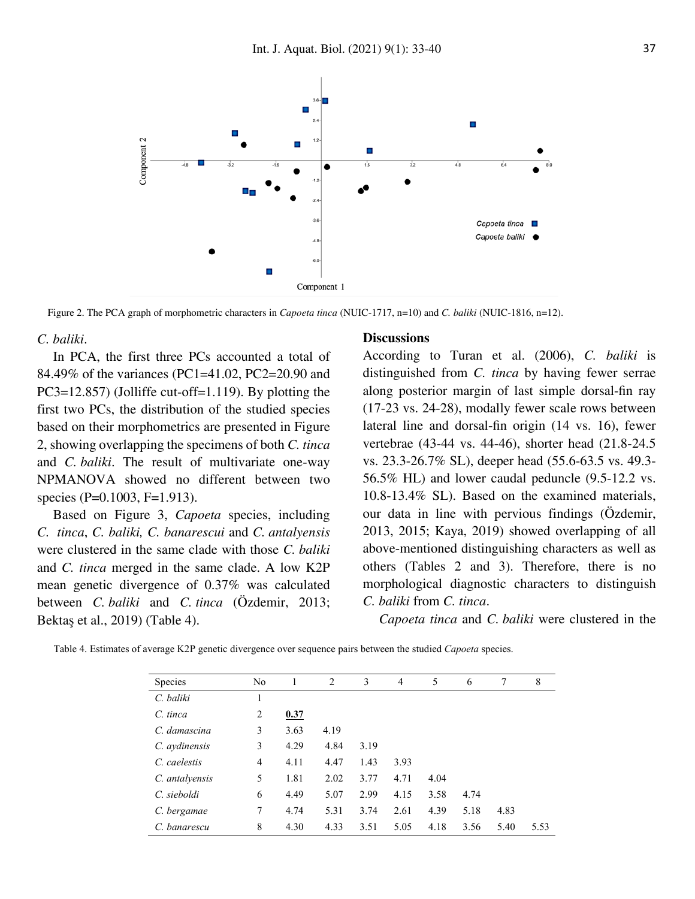Component 2

3.6
2.4
1.2
-4.8
-3.2
-1.6
1.6
3.2
4.8
6.4
8.0
-1.2
-2.4
-3.6
-4.8
-6.0

Component 1

*Capoeta tinca*
*Capoeta baliki*

Figure 2. The PCA graph of morphometric characters in *Capoeta tinca* (NUIC-1717, n=10) and *C. baliki* (NUIC-1816, n=12).

*C. baliki*.

In PCA, the first three PCs accounted a total of 84.49% of the variances (PC1=41.02, PC2=20.90 and PC3=12.857) (Jolliffe cut-off=1.119). By plotting the first two PCs, the distribution of the studied species based on their morphometrics are presented in Figure 2, showing overlapping the specimens of both *C. tinca* and *C. baliki*. The result of multivariate one-way NPMANOVA showed no different between two species (P=0.1003, F=1.913).

Based on Figure 3, *Capoeta* species, including *C. tinca*, *C. baliki, C. banarescui* and *C. antalyensis* were clustered in the same clade with those *C. baliki* and *C. tinca* merged in the same clade. A low K2P mean genetic divergence of 0.37% was calculated between *C. baliki* and *C. tinca* (Özdemir, 2013; Bektaş et al., 2019) (Table 4).

## Discussions

According to Turan et al. (2006), *C. baliki* is distinguished from *C. tinca* by having fewer serrae along posterior margin of last simple dorsal-fin ray (17-23 vs. 24-28), modally fewer scale rows between lateral line and dorsal-fin origin (14 vs. 16), fewer vertebrae (43-44 vs. 44-46), shorter head (21.8-24.5 vs. 23.3-26.7% SL), deeper head (55.6-63.5 vs. 49.3-56.5% HL) and lower caudal peduncle (9.5-12.2 vs. 10.8-13.4% SL). Based on the examined materials, our data in line with pervious findings (Özdemir, 2013, 2015; Kaya, 2019) showed overlapping of all above-mentioned distinguishing characters as well as others (Tables 2 and 3). Therefore, there is no morphological diagnostic characters to distinguish *C. baliki* from *C. tinca*.

*Capoeta tinca* and *C. baliki* were clustered in the

Table 4. Estimates of average K2P genetic divergence over sequence pairs between the studied *Capoeta* species.

| Species | No | 1 | 2 | 3 | 4 | 5 | 6 | 7 | 8 |
|---|---|---|---|---|---|---|---|---|---|
| *C. baliki* | 1 | | | | | | | | |
| *C. tinca* | 2 | **0.37** | | | | | | | |
| *C. damascina* | 3 | 3.63 | 4.19 | | | | | | |
| *C. aydinensis* | 3 | 4.29 | 4.84 | 3.19 | | | | | |
| *C. caelestis* | 4 | 4.11 | 4.47 | 1.43 | 3.93 | | | | |
| *C. antalyensis* | 5 | 1.81 | 2.02 | 3.77 | 4.71 | 4.04 | | | |
| *C. sieboldi* | 6 | 4.49 | 5.07 | 2.99 | 4.15 | 3.58 | 4.74 | | |
| *C. bergamae* | 7 | 4.74 | 5.31 | 3.74 | 2.61 | 4.39 | 5.18 | 4.83 | |
| *C. banarescu* | 8 | 4.30 | 4.33 | 3.51 | 5.05 | 4.18 | 3.56 | 5.40 | 5.53 |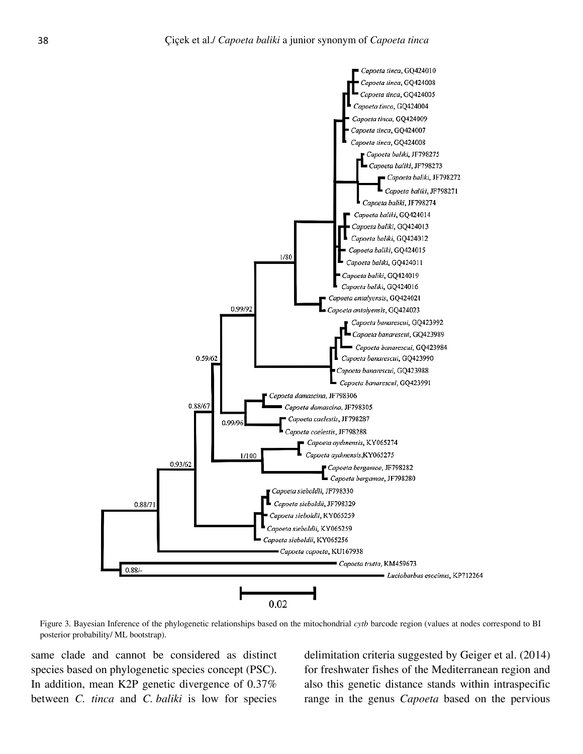Capoeta tinca, GQ424010
Capoeta tinca, GQ424008
Capoeta tinca, GQ424005
Capoeta tinca, GQ424004
Capoeta tinca, GQ424009
Capoeta tinca, GQ424007
Capoeta tinca, GQ424008
Capoeta baliki, JF798275
Capoeta baliki, JF798273
Capoeta baliki, JF798272
Capoeta baliki, JF798271
Capoeta baliki, JF798274
Capoeta baliki, GQ424014
Capoeta baliki, GQ424013
Capoeta baliki, GQ424012
Capoeta baliki, GQ424015
Capoeta baliki, GQ424011
Capoeta baliki, GQ424019
Capoeta baliki, GQ424016
Capoeta antalyensis, GQ424021
Capoeta antalyensis, GQ424023
Capoeta banarescui, GQ423992
Capoeta banarescui, GQ423989
Capoeta banarescui, GQ423984
Capoeta banarescui, GQ423990
Capoeta banarescui, GQ423988
Capoeta banarescui, GQ423991
Capoeta damascina, JF798306
Capoeta damascina, JF798305
Capoeta caelestis, JF798287
Capoeta caelestis, JF798288
Capoeta aydınensis, KY065274
Capoeta aydınensis, KY065275
Capoeta bergamae, JF798282
Capoeta bergamae, JF798280
Capoeta sieboldii, JF798330
Capoeta sieboldii, JF798329
Capoeta sieboldii, KY065259
Capoeta sieboldii, KY065259
Capoeta sieboldii, KY065256
Capoeta capoeta, KU167938
Capoeta trutta, KM459673
Luciobarbus esocinus, KP712264

1/80
0.99/92
0.59/62
0.88/67
0.99/96
1/100
0.93/62
0.88/71
0.88/-

0.02

Figure 3. Bayesian Inference of the phylogenetic relationships based on the mitochondrial *cytb* barcode region (values at nodes correspond to BI posterior probability/ ML bootstrap).

same clade and cannot be considered as distinct species based on phylogenetic species concept (PSC). In addition, mean K2P genetic divergence of 0.37% between *C. tinca* and *C. baliki* is low for species delimitation criteria suggested by Geiger et al. (2014) for freshwater fishes of the Mediterranean region and also this genetic distance stands within intraspecific range in the genus *Capoeta* based on the pervious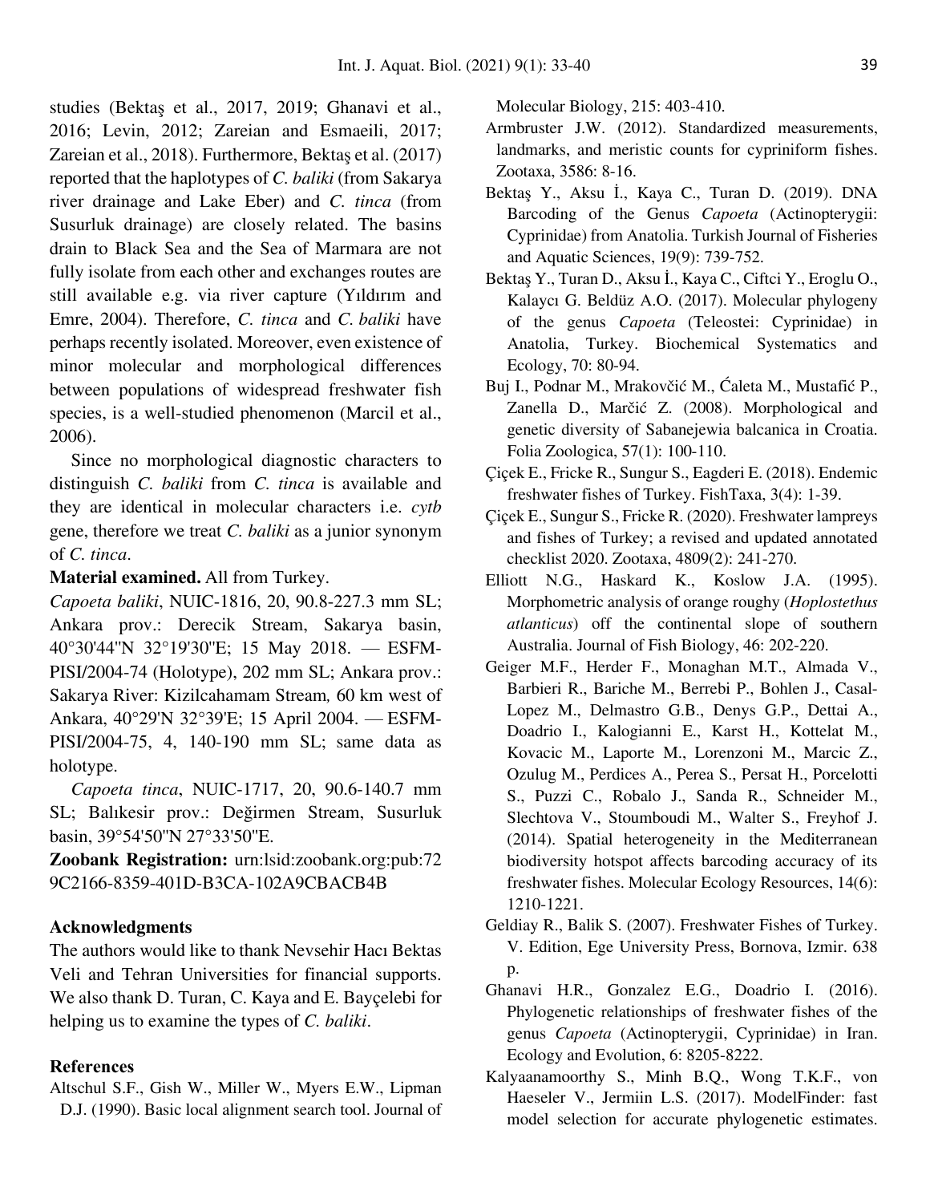studies (Bektaş et al., 2017, 2019; Ghanavi et al., 2016; Levin, 2012; Zareian and Esmaeili, 2017; Zareian et al., 2018). Furthermore, Bektaş et al. (2017) reported that the haplotypes of *C. baliki* (from Sakarya river drainage and Lake Eber) and *C. tinca* (from Susurluk drainage) are closely related. The basins drain to Black Sea and the Sea of Marmara are not fully isolate from each other and exchanges routes are still available e.g. via river capture (Yıldırım and Emre, 2004). Therefore, *C. tinca* and *C. baliki* have perhaps recently isolated. Moreover, even existence of minor molecular and morphological differences between populations of widespread freshwater fish species, is a well-studied phenomenon (Marcil et al., 2006).

Since no morphological diagnostic characters to distinguish *C. baliki* from *C. tinca* is available and they are identical in molecular characters i.e. *cytb* gene, therefore we treat *C. baliki* as a junior synonym of *C. tinca*.

**Material examined.** All from Turkey.

*Capoeta baliki*, NUIC-1816, 20, 90.8-227.3 mm SL; Ankara prov.: Derecik Stream, Sakarya basin, 40°30'44"N 32°19'30"E; 15 May 2018. — ESFM-PISI/2004-74 (Holotype), 202 mm SL; Ankara prov.: Sakarya River: Kizilcahamam Stream*,* 60 km west of Ankara, 40°29'N 32°39'E; 15 April 2004. — ESFM-PISI/2004-75, 4, 140-190 mm SL; same data as holotype.

*Capoeta tinca*, NUIC-1717, 20, 90.6-140.7 mm SL; Balıkesir prov.: Değirmen Stream, Susurluk basin, 39°54'50"N 27°33'50"E.

**Zoobank Registration:** urn:lsid:zoobank.org:pub:729C2166-8359-401D-B3CA-102A9CBACB4B

## Acknowledgments

The authors would like to thank Nevsehir Hacı Bektas Veli and Tehran Universities for financial supports. We also thank D. Turan, C. Kaya and E. Bayçelebi for helping us to examine the types of *C. baliki*.

## References

Altschul S.F., Gish W., Miller W., Myers E.W., Lipman D.J. (1990). Basic local alignment search tool. Journal of Molecular Biology, 215: 403-410.

Armbruster J.W. (2012). Standardized measurements, landmarks, and meristic counts for cypriniform fishes. Zootaxa, 3586: 8-16.

Bektaş Y., Aksu İ., Kaya C., Turan D. (2019). DNA Barcoding of the Genus *Capoeta* (Actinopterygii: Cyprinidae) from Anatolia. Turkish Journal of Fisheries and Aquatic Sciences, 19(9): 739-752.

Bektaş Y., Turan D., Aksu İ., Kaya C., Ciftci Y., Eroglu O., Kalaycı G. Beldüz A.O. (2017). Molecular phylogeny of the genus *Capoeta* (Teleostei: Cyprinidae) in Anatolia, Turkey. Biochemical Systematics and Ecology, 70: 80-94.

Buj I., Podnar M., Mrakovčić M., Ćaleta M., Mustafić P., Zanella D., Marčić Z. (2008). Morphological and genetic diversity of Sabanejewia balcanica in Croatia. Folia Zoologica, 57(1): 100-110.

Çiçek E., Fricke R., Sungur S., Eagderi E. (2018). Endemic freshwater fishes of Turkey. FishTaxa, 3(4): 1-39.

Çiçek E., Sungur S., Fricke R. (2020). Freshwater lampreys and fishes of Turkey; a revised and updated annotated checklist 2020. Zootaxa, 4809(2): 241-270.

Elliott N.G., Haskard K., Koslow J.A. (1995). Morphometric analysis of orange roughy (*Hoplostethus atlanticus*) off the continental slope of southern Australia. Journal of Fish Biology, 46: 202-220.

Geiger M.F., Herder F., Monaghan M.T., Almada V., Barbieri R., Bariche M., Berrebi P., Bohlen J., Casal-Lopez M., Delmastro G.B., Denys G.P., Dettai A., Doadrio I., Kalogianni E., Karst H., Kottelat M., Kovacic M., Laporte M., Lorenzoni M., Marcic Z., Ozulug M., Perdices A., Perea S., Persat H., Porcelotti S., Puzzi C., Robalo J., Sanda R., Schneider M., Slechtova V., Stoumboudi M., Walter S., Freyhof J. (2014). Spatial heterogeneity in the Mediterranean biodiversity hotspot affects barcoding accuracy of its freshwater fishes. Molecular Ecology Resources, 14(6): 1210-1221.

Geldiay R., Balik S. (2007). Freshwater Fishes of Turkey. V. Edition, Ege University Press, Bornova, Izmir. 638 p.

Ghanavi H.R., Gonzalez E.G., Doadrio I. (2016). Phylogenetic relationships of freshwater fishes of the genus *Capoeta* (Actinopterygii, Cyprinidae) in Iran. Ecology and Evolution, 6: 8205-8222.

Kalyaanamoorthy S., Minh B.Q., Wong T.K.F., von Haeseler V., Jermiin L.S. (2017). ModelFinder: fast model selection for accurate phylogenetic estimates.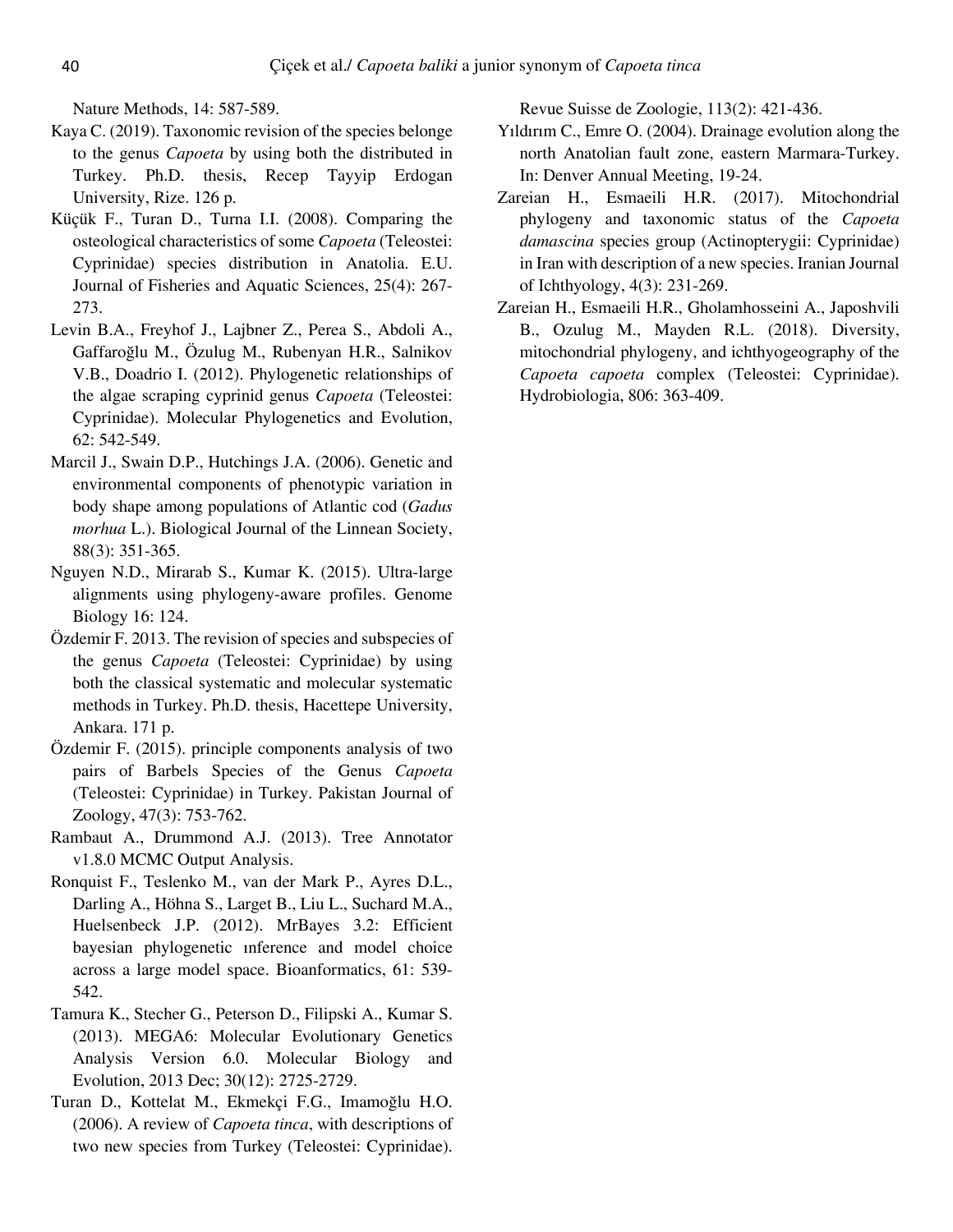Nature Methods, 14: 587-589.

Kaya C. (2019). Taxonomic revision of the species belonge to the genus *Capoeta* by using both the distributed in Turkey. Ph.D. thesis, Recep Tayyip Erdogan University, Rize. 126 p.

Küçük F., Turan D., Turna I.I. (2008). Comparing the osteological characteristics of some *Capoeta* (Teleostei: Cyprinidae) species distribution in Anatolia. E.U. Journal of Fisheries and Aquatic Sciences, 25(4): 267-273.

Levin B.A., Freyhof J., Lajbner Z., Perea S., Abdoli A., Gaffaroğlu M., Özulug M., Rubenyan H.R., Salnikov V.B., Doadrio I. (2012). Phylogenetic relationships of the algae scraping cyprinid genus *Capoeta* (Teleostei: Cyprinidae). Molecular Phylogenetics and Evolution, 62: 542-549.

Marcil J., Swain D.P., Hutchings J.A. (2006). Genetic and environmental components of phenotypic variation in body shape among populations of Atlantic cod (*Gadus morhua* L.). Biological Journal of the Linnean Society, 88(3): 351-365.

Nguyen N.D., Mirarab S., Kumar K. (2015). Ultra-large alignments using phylogeny-aware profiles. Genome Biology 16: 124.

Özdemir F. 2013. The revision of species and subspecies of the genus *Capoeta* (Teleostei: Cyprinidae) by using both the classical systematic and molecular systematic methods in Turkey. Ph.D. thesis, Hacettepe University, Ankara. 171 p.

Özdemir F. (2015). principle components analysis of two pairs of Barbels Species of the Genus *Capoeta* (Teleostei: Cyprinidae) in Turkey. Pakistan Journal of Zoology, 47(3): 753-762.

Rambaut A., Drummond A.J. (2013). Tree Annotator v1.8.0 MCMC Output Analysis.

Ronquist F., Teslenko M., van der Mark P., Ayres D.L., Darling A., Höhna S., Larget B., Liu L., Suchard M.A., Huelsenbeck J.P. (2012). MrBayes 3.2: Efficient bayesian phylogenetic ınference and model choice across a large model space. Bioanformatics, 61: 539-542.

Tamura K., Stecher G., Peterson D., Filipski A., Kumar S. (2013). MEGA6: Molecular Evolutionary Genetics Analysis Version 6.0. Molecular Biology and Evolution, 2013 Dec; 30(12): 2725-2729.

Turan D., Kottelat M., Ekmekçi F.G., Imamoğlu H.O. (2006). A review of *Capoeta tinca*, with descriptions of two new species from Turkey (Teleostei: Cyprinidae). Revue Suisse de Zoologie, 113(2): 421-436.

Yıldırım C., Emre O. (2004). Drainage evolution along the north Anatolian fault zone, eastern Marmara-Turkey. In: Denver Annual Meeting, 19-24.

Zareian H., Esmaeili H.R. (2017). Mitochondrial phylogeny and taxonomic status of the *Capoeta damascina* species group (Actinopterygii: Cyprinidae) in Iran with description of a new species. Iranian Journal of Ichthyology, 4(3): 231-269.

Zareian H., Esmaeili H.R., Gholamhosseini A., Japoshvili B., Ozulug M., Mayden R.L. (2018). Diversity, mitochondrial phylogeny, and ichthyogeography of the *Capoeta capoeta* complex (Teleostei: Cyprinidae). Hydrobiologia, 806: 363-409.